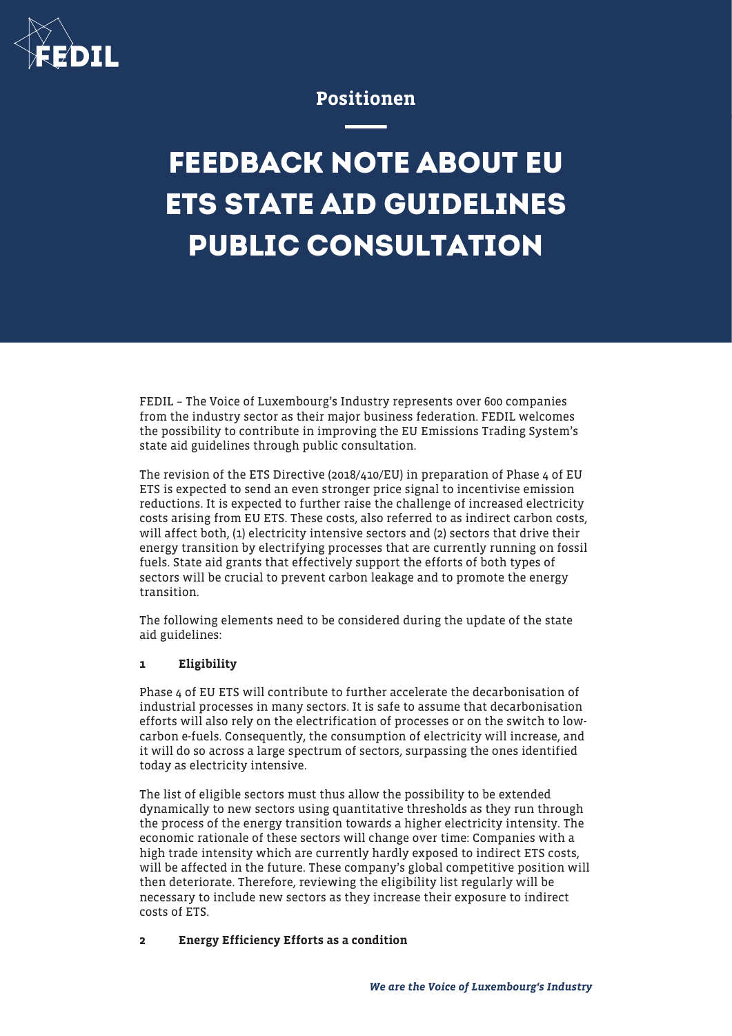Positionen

# FEEDBACK NOTE ABOUT EU ETS STATE AID GUIDELINES PUBLIC CONSULTATION

FEDIL – The Voice of Luxembourg's Industry represents over 600 companies from the industry sector as their major business federation. FEDIL welcomes the possibility to contribute in improving the EU Emissions Trading System's state aid guidelines through public consultation.

The revision of the ETS Directive (2018/410/EU) in preparation of Phase 4 of EU ETS is expected to send an even stronger price signal to incentivise emission reductions. It is expected to further raise the challenge of increased electricity costs arising from EU ETS. These costs, also referred to as indirect carbon costs, will affect both, (1) electricity intensive sectors and (2) sectors that drive their energy transition by electrifying processes that are currently running on fossil fuels. State aid grants that effectively support the efforts of both types of sectors will be crucial to prevent carbon leakage and to promote the energy transition.

The following elements need to be considered during the update of the state aid guidelines:

## 1 Eligibility

Phase 4 of EU ETS will contribute to further accelerate the decarbonisation of industrial processes in many sectors. It is safe to assume that decarbonisation efforts will also rely on the electrification of processes or on the switch to low-carbon e-fuels. Consequently, the consumption of electricity will increase, and it will do so across a large spectrum of sectors, surpassing the ones identified today as electricity intensive.

The list of eligible sectors must thus allow the possibility to be extended dynamically to new sectors using quantitative thresholds as they run through the process of the energy transition towards a higher electricity intensity. The economic rationale of these sectors will change over time: Companies with a high trade intensity which are currently hardly exposed to indirect ETS costs, will be affected in the future. These company's global competitive position will then deteriorate. Therefore, reviewing the eligibility list regularly will be necessary to include new sectors as they increase their exposure to indirect costs of ETS.

## 2 Energy Efficiency Efforts as a condition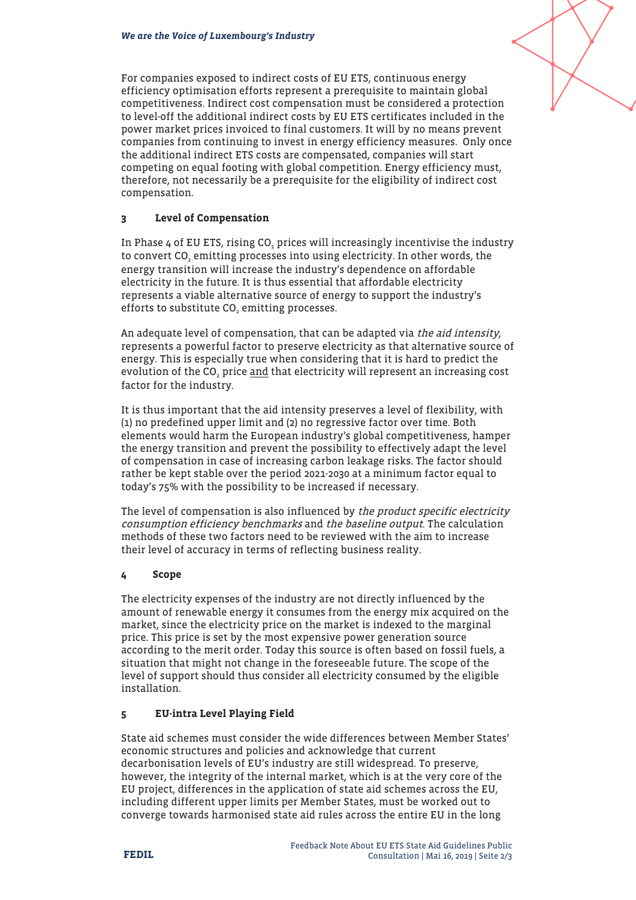For companies exposed to indirect costs of EU ETS, continuous energy efficiency optimisation efforts represent a prerequisite to maintain global competitiveness. Indirect cost compensation must be considered a protection to level-off the additional indirect costs by EU ETS certificates included in the power market prices invoiced to final customers. It will by no means prevent companies from continuing to invest in energy efficiency measures. Only once the additional indirect ETS costs are compensated, companies will start competing on equal footing with global competition. Energy efficiency must, therefore, not necessarily be a prerequisite for the eligibility of indirect cost compensation.

## 3 Level of Compensation

In Phase 4 of EU ETS, rising $CO_2$ prices will increasingly incentivise the industry to convert $CO_2$ emitting processes into using electricity. In other words, the energy transition will increase the industry's dependence on affordable electricity in the future. It is thus essential that affordable electricity represents a viable alternative source of energy to support the industry's efforts to substitute $CO_2$ emitting processes.

An adequate level of compensation, that can be adapted via *the aid intensity*, represents a powerful factor to preserve electricity as that alternative source of energy. This is especially true when considering that it is hard to predict the evolution of the $CO_2$ price <u>and</u> that electricity will represent an increasing cost factor for the industry.

It is thus important that the aid intensity preserves a level of flexibility, with (1) no predefined upper limit and (2) no regressive factor over time. Both elements would harm the European industry's global competitiveness, hamper the energy transition and prevent the possibility to effectively adapt the level of compensation in case of increasing carbon leakage risks. The factor should rather be kept stable over the period 2021-2030 at a minimum factor equal to today's 75% with the possibility to be increased if necessary.

The level of compensation is also influenced by *the product specific electricity consumption efficiency benchmarks* and *the baseline output*. The calculation methods of these two factors need to be reviewed with the aim to increase their level of accuracy in terms of reflecting business reality.

## 4 Scope

The electricity expenses of the industry are not directly influenced by the amount of renewable energy it consumes from the energy mix acquired on the market, since the electricity price on the market is indexed to the marginal price. This price is set by the most expensive power generation source according to the merit order. Today this source is often based on fossil fuels, a situation that might not change in the foreseeable future. The scope of the level of support should thus consider all electricity consumed by the eligible installation.

## 5 EU-intra Level Playing Field

State aid schemes must consider the wide differences between Member States' economic structures and policies and acknowledge that current decarbonisation levels of EU's industry are still widespread. To preserve, however, the integrity of the internal market, which is at the very core of the EU project, differences in the application of state aid schemes across the EU, including different upper limits per Member States, must be worked out to converge towards harmonised state aid rules across the entire EU in the long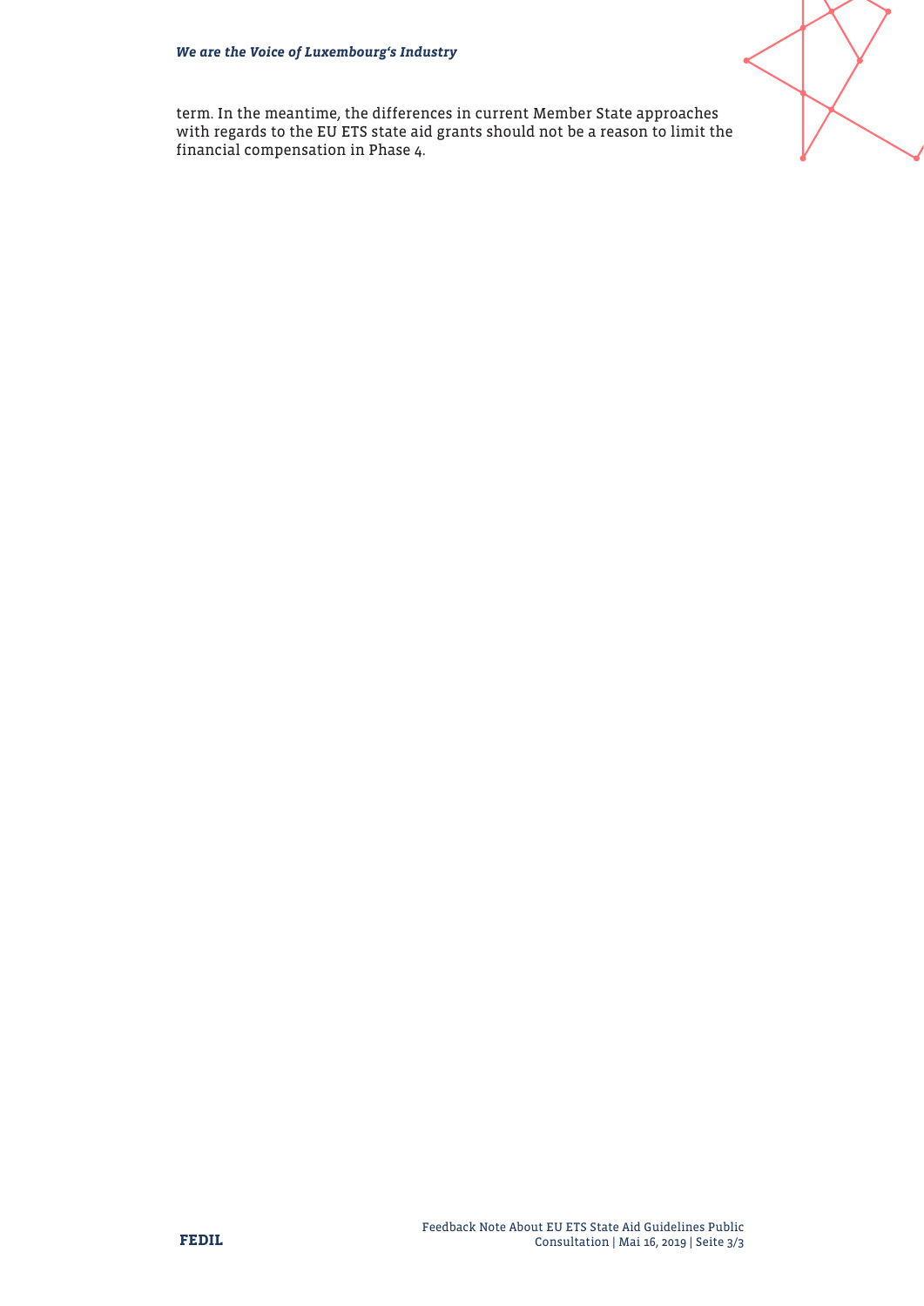term. In the meantime, the differences in current Member State approaches with regards to the EU ETS state aid grants should not be a reason to limit the financial compensation in Phase 4.